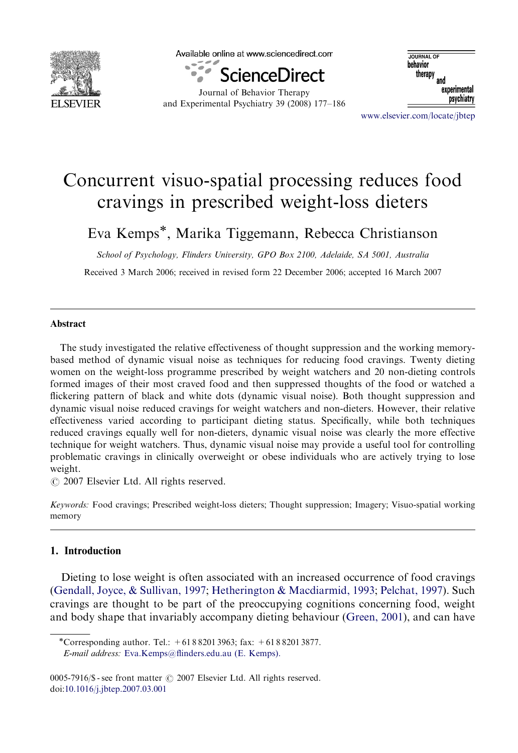# Concurrent visuo-spatial processing reduces food cravings in prescribed weight-loss dieters

Eva Kemps*, Marika Tiggemann, Rebecca Christianson

*School of Psychology, Flinders University, GPO Box 2100, Adelaide, SA 5001, Australia*

Received 3 March 2006; received in revised form 22 December 2006; accepted 16 March 2007

## Abstract

The study investigated the relative effectiveness of thought suppression and the working memory-based method of dynamic visual noise as techniques for reducing food cravings. Twenty dieting women on the weight-loss programme prescribed by weight watchers and 20 non-dieting controls formed images of their most craved food and then suppressed thoughts of the food or watched a flickering pattern of black and white dots (dynamic visual noise). Both thought suppression and dynamic visual noise reduced cravings for weight watchers and non-dieters. However, their relative effectiveness varied according to participant dieting status. Specifically, while both techniques reduced cravings equally well for non-dieters, dynamic visual noise was clearly the more effective technique for weight watchers. Thus, dynamic visual noise may provide a useful tool for controlling problematic cravings in clinically overweight or obese individuals who are actively trying to lose weight.

© 2007 Elsevier Ltd. All rights reserved.

*Keywords:* Food cravings; Prescribed weight-loss dieters; Thought suppression; Imagery; Visuo-spatial working memory

## 1. Introduction

Dieting to lose weight is often associated with an increased occurrence of food cravings (Gendall, Joyce, & Sullivan, 1997; Hetherington & Macdiarmid, 1993; Pelchat, 1997). Such cravings are thought to be part of the preoccupying cognitions concerning food, weight and body shape that invariably accompany dieting behaviour (Green, 2001), and can have

*Corresponding author. Tel.: +61 8 8201 3963; fax: +61 8 8201 3877.
*E-mail address:* Eva.Kemps@flinders.edu.au (E. Kemps).

0005-7916/$ - see front matter © 2007 Elsevier Ltd. All rights reserved.
doi:10.1016/j.jbtep.2007.03.001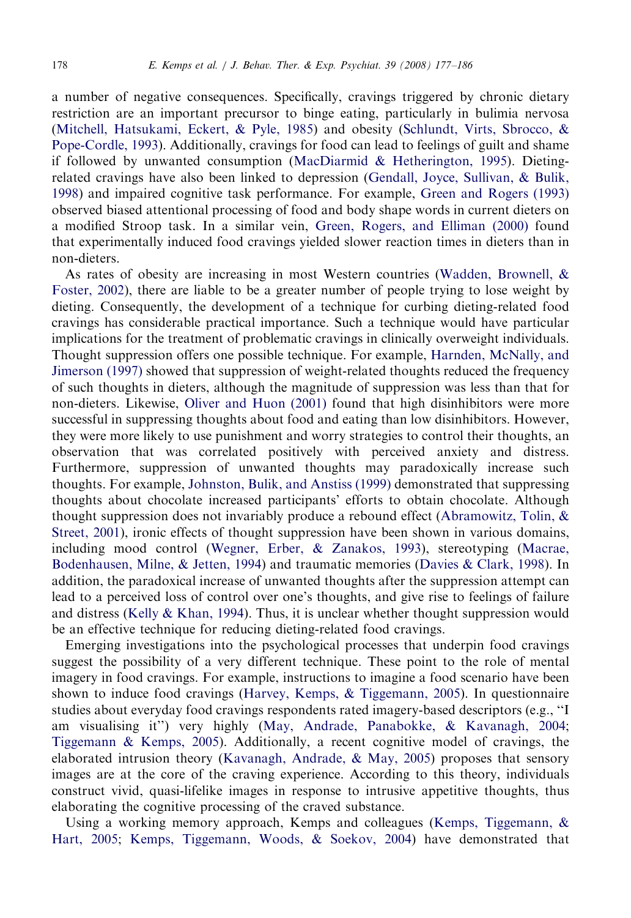a number of negative consequences. Specifically, cravings triggered by chronic dietary restriction are an important precursor to binge eating, particularly in bulimia nervosa (Mitchell, Hatsukami, Eckert, & Pyle, 1985) and obesity (Schlundt, Virts, Sbrocco, & Pope-Cordle, 1993). Additionally, cravings for food can lead to feelings of guilt and shame if followed by unwanted consumption (MacDiarmid & Hetherington, 1995). Dieting-related cravings have also been linked to depression (Gendall, Joyce, Sullivan, & Bulik, 1998) and impaired cognitive task performance. For example, Green and Rogers (1993) observed biased attentional processing of food and body shape words in current dieters on a modified Stroop task. In a similar vein, Green, Rogers, and Elliman (2000) found that experimentally induced food cravings yielded slower reaction times in dieters than in non-dieters.

As rates of obesity are increasing in most Western countries (Wadden, Brownell, & Foster, 2002), there are liable to be a greater number of people trying to lose weight by dieting. Consequently, the development of a technique for curbing dieting-related food cravings has considerable practical importance. Such a technique would have particular implications for the treatment of problematic cravings in clinically overweight individuals. Thought suppression offers one possible technique. For example, Harnden, McNally, and Jimerson (1997) showed that suppression of weight-related thoughts reduced the frequency of such thoughts in dieters, although the magnitude of suppression was less than that for non-dieters. Likewise, Oliver and Huon (2001) found that high disinhibitors were more successful in suppressing thoughts about food and eating than low disinhibitors. However, they were more likely to use punishment and worry strategies to control their thoughts, an observation that was correlated positively with perceived anxiety and distress. Furthermore, suppression of unwanted thoughts may paradoxically increase such thoughts. For example, Johnston, Bulik, and Anstiss (1999) demonstrated that suppressing thoughts about chocolate increased participants' efforts to obtain chocolate. Although thought suppression does not invariably produce a rebound effect (Abramowitz, Tolin, & Street, 2001), ironic effects of thought suppression have been shown in various domains, including mood control (Wegner, Erber, & Zanakos, 1993), stereotyping (Macrae, Bodenhausen, Milne, & Jetten, 1994) and traumatic memories (Davies & Clark, 1998). In addition, the paradoxical increase of unwanted thoughts after the suppression attempt can lead to a perceived loss of control over one's thoughts, and give rise to feelings of failure and distress (Kelly & Khan, 1994). Thus, it is unclear whether thought suppression would be an effective technique for reducing dieting-related food cravings.

Emerging investigations into the psychological processes that underpin food cravings suggest the possibility of a very different technique. These point to the role of mental imagery in food cravings. For example, instructions to imagine a food scenario have been shown to induce food cravings (Harvey, Kemps, & Tiggemann, 2005). In questionnaire studies about everyday food cravings respondents rated imagery-based descriptors (e.g., "I am visualising it") very highly (May, Andrade, Panabokke, & Kavanagh, 2004; Tiggemann & Kemps, 2005). Additionally, a recent cognitive model of cravings, the elaborated intrusion theory (Kavanagh, Andrade, & May, 2005) proposes that sensory images are at the core of the craving experience. According to this theory, individuals construct vivid, quasi-lifelike images in response to intrusive appetitive thoughts, thus elaborating the cognitive processing of the craved substance.

Using a working memory approach, Kemps and colleagues (Kemps, Tiggemann, & Hart, 2005; Kemps, Tiggemann, Woods, & Soekov, 2004) have demonstrated that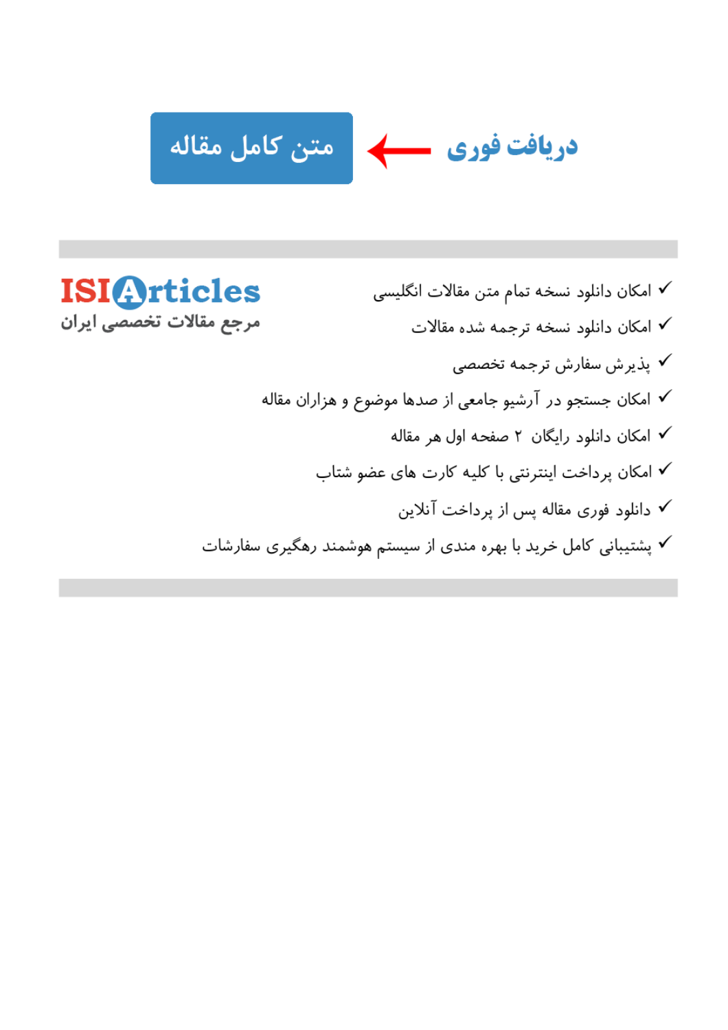**دریافت فوری** ← **متن کامل مقاله**

---

**ISIArticles**
مرجع مقالات تخصصی ایران

- ✓ امکان دانلود نسخه تمام متن مقالات انگلیسی
- ✓ امکان دانلود نسخه ترجمه شده مقالات
- ✓ پذیرش سفارش ترجمه تخصصی
- ✓ امکان جستجو در آرشیو جامعی از صدها موضوع و هزاران مقاله
- ✓ امکان دانلود رایگان ۲ صفحه اول هر مقاله
- ✓ امکان پرداخت اینترنتی با کلیه کارت های عضو شتاب
- ✓ دانلود فوری مقاله پس از پرداخت آنلاین
- ✓ پشتیبانی کامل خرید با بهره مندی از سیستم هوشمند رهگیری سفارشات

---